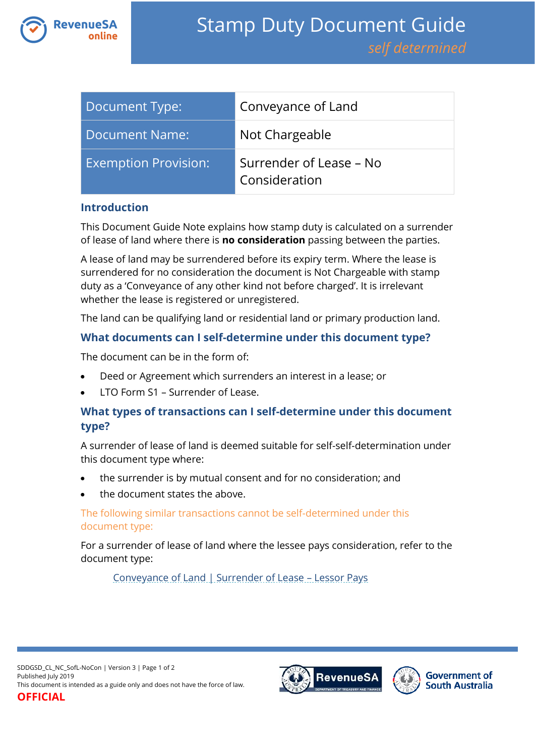# Stamp Duty Document Guide

*self determined*

| Document Type: | Conveyance of Land |
|---|---|
| Document Name: | Not Chargeable |
| Exemption Provision: | Surrender of Lease – No Consideration |

## Introduction

This Document Guide Note explains how stamp duty is calculated on a surrender of lease of land where there is **no consideration** passing between the parties.

A lease of land may be surrendered before its expiry term. Where the lease is surrendered for no consideration the document is Not Chargeable with stamp duty as a 'Conveyance of any other kind not before charged'. It is irrelevant whether the lease is registered or unregistered.

The land can be qualifying land or residential land or primary production land.

## What documents can I self-determine under this document type?

The document can be in the form of:

- Deed or Agreement which surrenders an interest in a lease; or
- LTO Form S1 – Surrender of Lease.

## What types of transactions can I self-determine under this document type?

A surrender of lease of land is deemed suitable for self-self-determination under this document type where:

- the surrender is by mutual consent and for no consideration; and
- the document states the above.

### The following similar transactions cannot be self-determined under this document type:

For a surrender of lease of land where the lessee pays consideration, refer to the document type:

Conveyance of Land | Surrender of Lease – Lessor Pays

SDDGSD_CL_NC_SofL-NoCon | Version 3
Published July 2019
This document is intended as a guide only and does not have the force of law.
**OFFICIAL**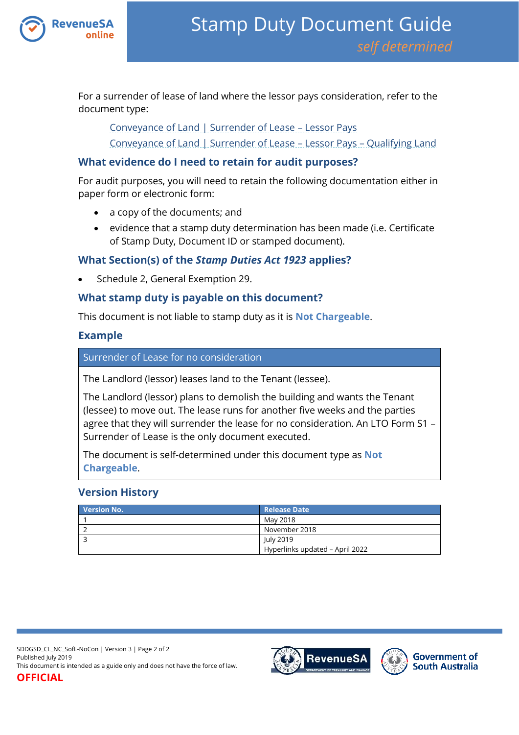For a surrender of lease of land where the lessor pays consideration, refer to the document type:

Conveyance of Land | Surrender of Lease – Lessor Pays

Conveyance of Land | Surrender of Lease – Lessor Pays – Qualifying Land

## What evidence do I need to retain for audit purposes?

For audit purposes, you will need to retain the following documentation either in paper form or electronic form:

- a copy of the documents; and
- evidence that a stamp duty determination has been made (i.e. Certificate of Stamp Duty, Document ID or stamped document).

## What Section(s) of the *Stamp Duties Act 1923* applies?

- Schedule 2, General Exemption 29.

## What stamp duty is payable on this document?

This document is not liable to stamp duty as it is **Not Chargeable**.

## Example

| Surrender of Lease for no consideration |
|---|
| The Landlord (lessor) leases land to the Tenant (lessee).<br><br>The Landlord (lessor) plans to demolish the building and wants the Tenant (lessee) to move out. The lease runs for another five weeks and the parties agree that they will surrender the lease for no consideration. An LTO Form S1 – Surrender of Lease is the only document executed.<br><br>The document is self-determined under this document type as **Not Chargeable**. |

## Version History

| Version No. | Release Date |
|---|---|
| 1 | May 2018 |
| 2 | November 2018 |
| 3 | July 2019<br>Hyperlinks updated – April 2022 |

SDDGSD_CL_NC_SofL-NoCon | Version 3
Published July 2019
This document is intended as a guide only and does not have the force of law.

OFFICIAL